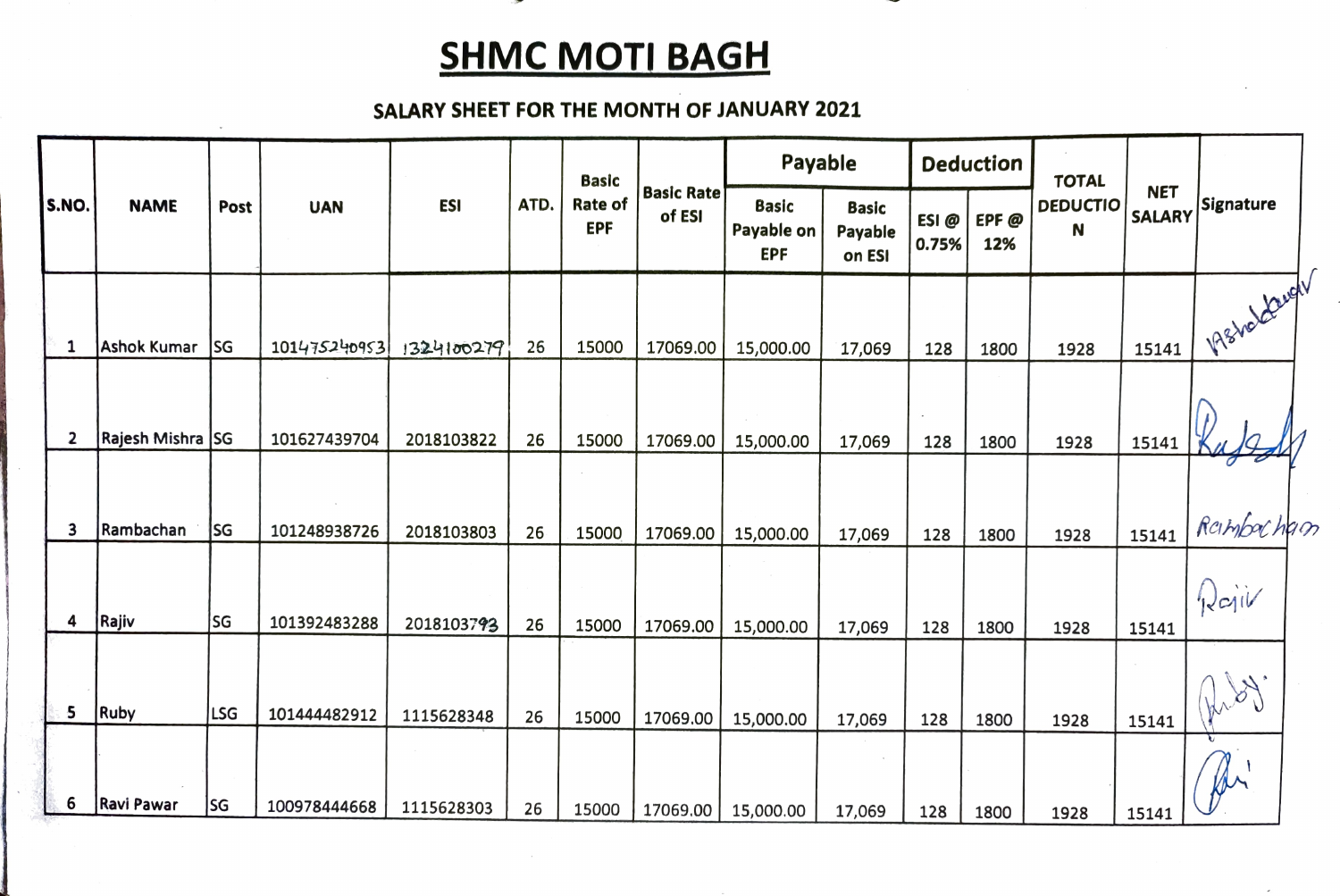# SHMC MOTI BAGH

## SALARY SHEET FOR THE MONTH OF JANUARY 2021

| S.NO. | NAME | Post | UAN | ESI | ATD. | Basic Rate of EPF | Basic Rate of ESI | Payable | | Deduction | | TOTAL DEDUCTION | NET SALARY | Signature |
|---|---|---|---|---|---|---|---|---|---|---|---|---|---|---|
| | | | | | | | | Basic Payable on EPF | Basic Payable on ESI | ESI @ 0.75% | EPF @ 12% | | | |
| 1 | Ashok Kumar | SG | 101475240953 | 1324100279 | 26 | 15000 | 17069.00 | 15,000.00 | 17,069 | 128 | 1800 | 1928 | 15141 | Ashok Kumar |
| 2 | Rajesh Mishra | SG | 101627439704 | 2018103822 | 26 | 15000 | 17069.00 | 15,000.00 | 17,069 | 128 | 1800 | 1928 | 15141 | Rajesh |
| 3 | Rambachan | SG | 101248938726 | 2018103803 | 26 | 15000 | 17069.00 | 15,000.00 | 17,069 | 128 | 1800 | 1928 | 15141 | Rambachan |
| 4 | Rajiv | SG | 101392483288 | 2018103793 | 26 | 15000 | 17069.00 | 15,000.00 | 17,069 | 128 | 1800 | 1928 | 15141 | Rajiv |
| 5 | Ruby | LSG | 101444482912 | 1115628348 | 26 | 15000 | 17069.00 | 15,000.00 | 17,069 | 128 | 1800 | 1928 | 15141 | Ruby |
| 6 | Ravi Pawar | SG | 100978444668 | 1115628303 | 26 | 15000 | 17069.00 | 15,000.00 | 17,069 | 128 | 1800 | 1928 | 15141 | Ravi |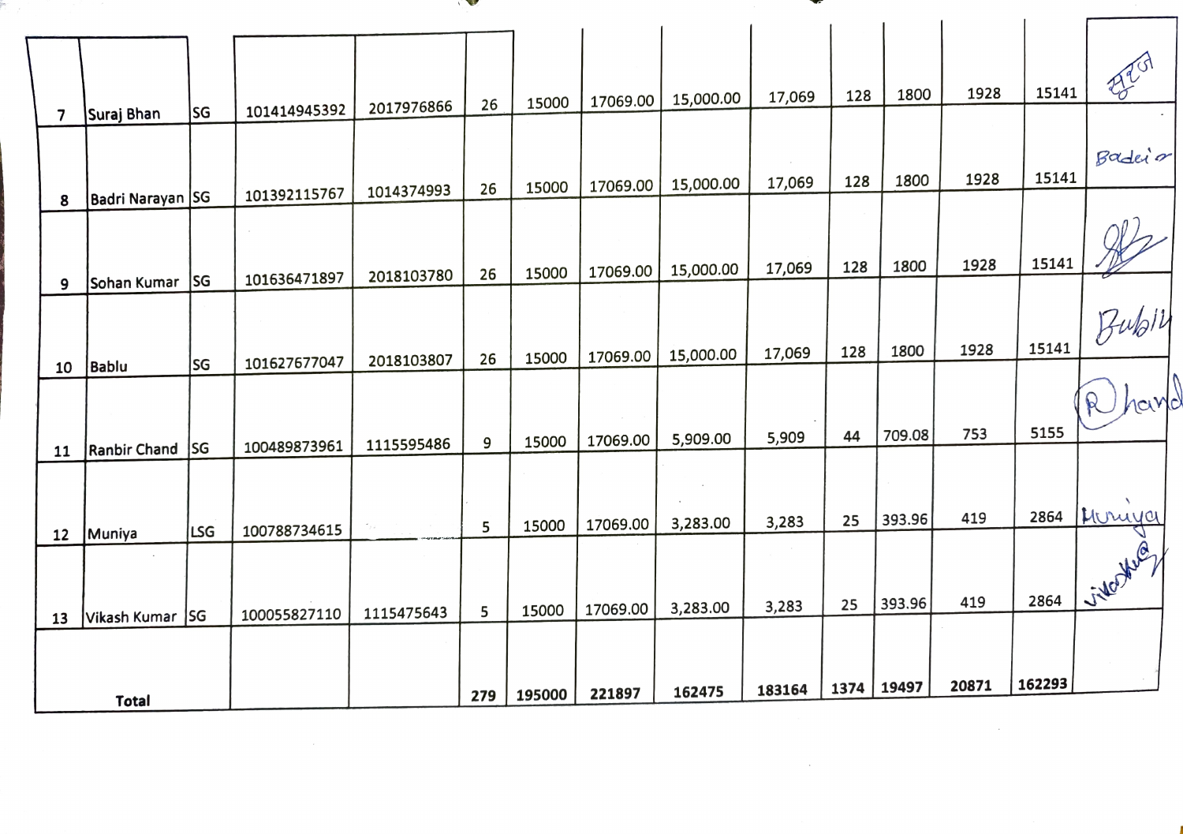| | | | | | | | | | | | | | | |
|---|---|---|---|---|---|---|---|---|---|---|---|---|---|---|
| 7 | Suraj Bhan | SG | 101414945392 | 2017976866 | 26 | 15000 | 17069.00 | 15,000.00 | 17,069 | 128 | 1800 | 1928 | 15141 | सूरज |
| 8 | Badri Narayan | SG | 101392115767 | 1014374993 | 26 | 15000 | 17069.00 | 15,000.00 | 17,069 | 128 | 1800 | 1928 | 15141 | Badri |
| 9 | Sohan Kumar | SG | 101636471897 | 2018103780 | 26 | 15000 | 17069.00 | 15,000.00 | 17,069 | 128 | 1800 | 1928 | 15141 | |
| 10 | Bablu | SG | 101627677047 | 2018103807 | 26 | 15000 | 17069.00 | 15,000.00 | 17,069 | 128 | 1800 | 1928 | 15141 | Bablu |
| 11 | Ranbir Chand | SG | 100489873961 | 1115595486 | 9 | 15000 | 17069.00 | 5,909.00 | 5,909 | 44 | 709.08 | 753 | 5155 | R Chand |
| 12 | Muniya | LSG | 100788734615 | | 5 | 15000 | 17069.00 | 3,283.00 | 3,283 | 25 | 393.96 | 419 | 2864 | Muniya |
| 13 | Vikash Kumar | SG | 100055827110 | 1115475643 | 5 | 15000 | 17069.00 | 3,283.00 | 3,283 | 25 | 393.96 | 419 | 2864 | Vikash |
| | **Total** | | | | **279** | **195000** | **221897** | **162475** | **183164** | **1374** | **19497** | **20871** | **162293** | |